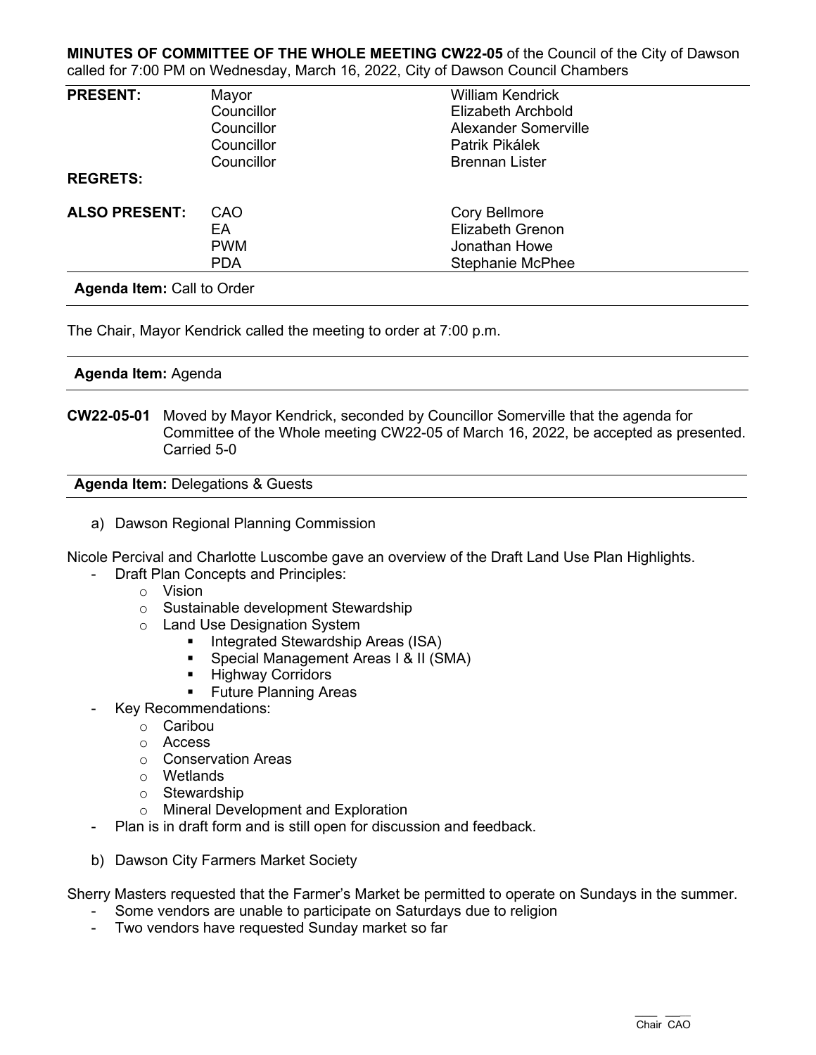**MINUTES OF COMMITTEE OF THE WHOLE MEETING CW22-05** of the Council of the City of Dawson called for 7:00 PM on Wednesday, March 16, 2022, City of Dawson Council Chambers

| | | |
|---|---|---|
| **PRESENT:** | Mayor | William Kendrick |
| | Councillor | Elizabeth Archbold |
| | Councillor | Alexander Somerville |
| | Councillor | Patrik Pikálek |
| | Councillor | Brennan Lister |
| **REGRETS:** | | |
| **ALSO PRESENT:** | CAO | Cory Bellmore |
| | EA | Elizabeth Grenon |
| | PWM | Jonathan Howe |
| | PDA | Stephanie McPhee |

**Agenda Item:** Call to Order

The Chair, Mayor Kendrick called the meeting to order at 7:00 p.m.

**Agenda Item:** Agenda

**CW22-05-01** Moved by Mayor Kendrick, seconded by Councillor Somerville that the agenda for Committee of the Whole meeting CW22-05 of March 16, 2022, be accepted as presented. Carried 5-0

**Agenda Item:** Delegations & Guests

a) Dawson Regional Planning Commission

Nicole Percival and Charlotte Luscombe gave an overview of the Draft Land Use Plan Highlights.

- Draft Plan Concepts and Principles:
  - Vision
  - Sustainable development Stewardship
  - Land Use Designation System
    - Integrated Stewardship Areas (ISA)
    - Special Management Areas I & II (SMA)
    - Highway Corridors
    - Future Planning Areas
- Key Recommendations:
  - Caribou
  - Access
  - Conservation Areas
  - Wetlands
  - Stewardship
  - Mineral Development and Exploration
- Plan is in draft form and is still open for discussion and feedback.

b) Dawson City Farmers Market Society

Sherry Masters requested that the Farmer's Market be permitted to operate on Sundays in the summer.

- Some vendors are unable to participate on Saturdays due to religion
- Two vendors have requested Sunday market so far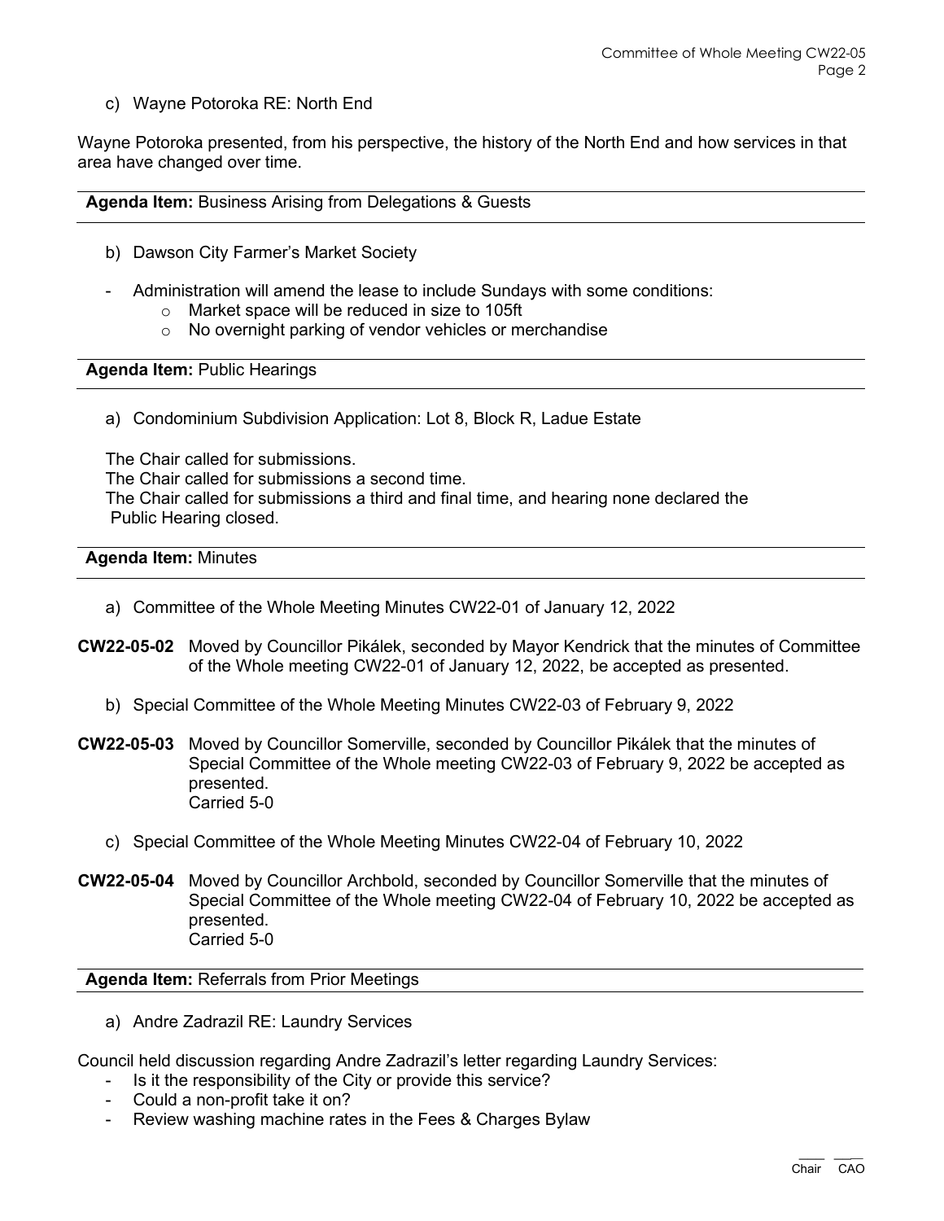c) Wayne Potoroka RE: North End

Wayne Potoroka presented, from his perspective, the history of the North End and how services in that area have changed over time.

**Agenda Item:** Business Arising from Delegations & Guests

b) Dawson City Farmer's Market Society

- Administration will amend the lease to include Sundays with some conditions:
  - Market space will be reduced in size to 105ft
  - No overnight parking of vendor vehicles or merchandise

**Agenda Item:** Public Hearings

a) Condominium Subdivision Application: Lot 8, Block R, Ladue Estate

The Chair called for submissions.
The Chair called for submissions a second time.
The Chair called for submissions a third and final time, and hearing none declared the Public Hearing closed.

**Agenda Item:** Minutes

a) Committee of the Whole Meeting Minutes CW22-01 of January 12, 2022

**CW22-05-02** Moved by Councillor Pikálek, seconded by Mayor Kendrick that the minutes of Committee of the Whole meeting CW22-01 of January 12, 2022, be accepted as presented.

b) Special Committee of the Whole Meeting Minutes CW22-03 of February 9, 2022

**CW22-05-03** Moved by Councillor Somerville, seconded by Councillor Pikálek that the minutes of Special Committee of the Whole meeting CW22-03 of February 9, 2022 be accepted as presented.
Carried 5-0

c) Special Committee of the Whole Meeting Minutes CW22-04 of February 10, 2022

**CW22-05-04** Moved by Councillor Archbold, seconded by Councillor Somerville that the minutes of Special Committee of the Whole meeting CW22-04 of February 10, 2022 be accepted as presented.
Carried 5-0

**Agenda Item:** Referrals from Prior Meetings

a) Andre Zadrazil RE: Laundry Services

Council held discussion regarding Andre Zadrazil's letter regarding Laundry Services:

- Is it the responsibility of the City or provide this service?
- Could a non-profit take it on?
- Review washing machine rates in the Fees & Charges Bylaw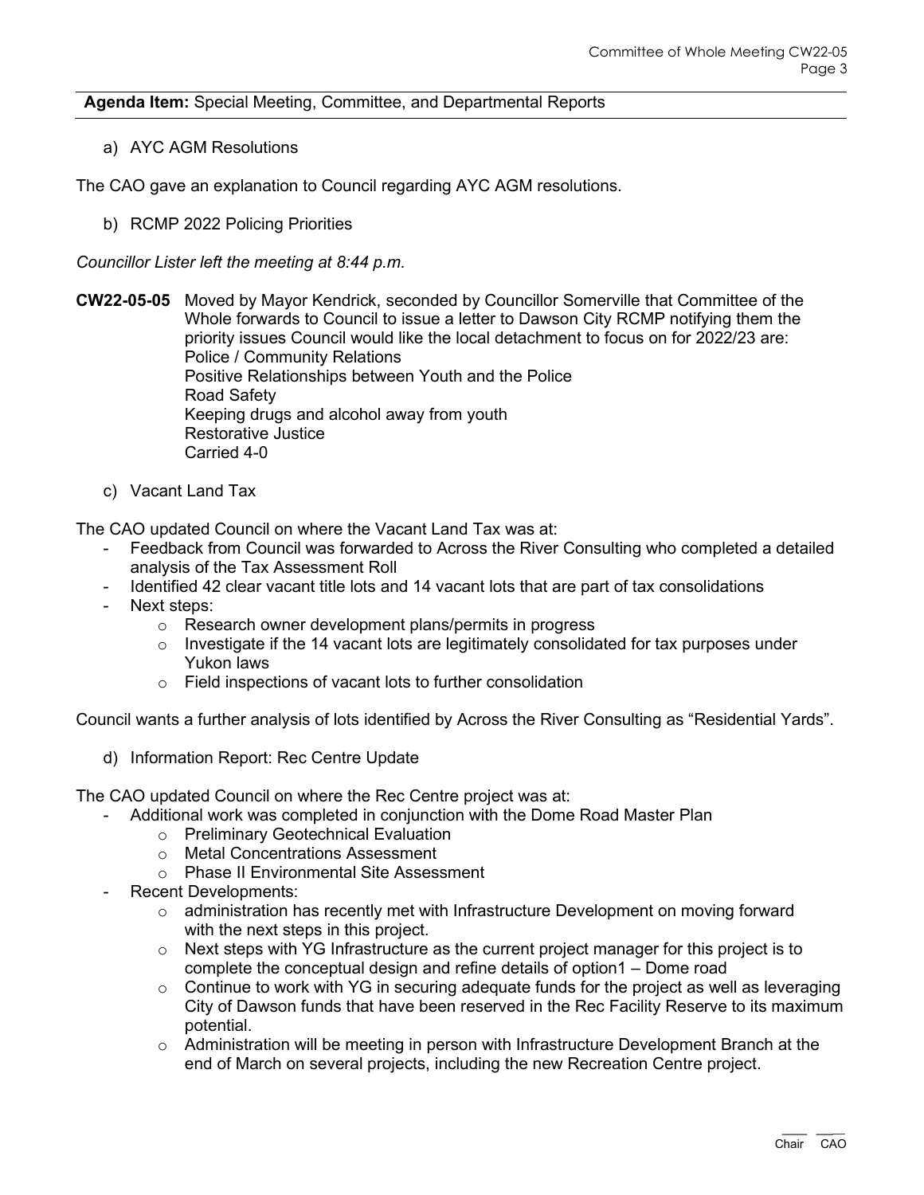**Agenda Item:** Special Meeting, Committee, and Departmental Reports

a) AYC AGM Resolutions

The CAO gave an explanation to Council regarding AYC AGM resolutions.

b) RCMP 2022 Policing Priorities

*Councillor Lister left the meeting at 8:44 p.m.*

**CW22-05-05** Moved by Mayor Kendrick, seconded by Councillor Somerville that Committee of the Whole forwards to Council to issue a letter to Dawson City RCMP notifying them the priority issues Council would like the local detachment to focus on for 2022/23 are:
Police / Community Relations
Positive Relationships between Youth and the Police
Road Safety
Keeping drugs and alcohol away from youth
Restorative Justice
Carried 4-0

c) Vacant Land Tax

The CAO updated Council on where the Vacant Land Tax was at:

- Feedback from Council was forwarded to Across the River Consulting who completed a detailed analysis of the Tax Assessment Roll
- Identified 42 clear vacant title lots and 14 vacant lots that are part of tax consolidations
- Next steps:
    - Research owner development plans/permits in progress
    - Investigate if the 14 vacant lots are legitimately consolidated for tax purposes under Yukon laws
    - Field inspections of vacant lots to further consolidation

Council wants a further analysis of lots identified by Across the River Consulting as "Residential Yards".

d) Information Report: Rec Centre Update

The CAO updated Council on where the Rec Centre project was at:

- Additional work was completed in conjunction with the Dome Road Master Plan
    - Preliminary Geotechnical Evaluation
    - Metal Concentrations Assessment
    - Phase II Environmental Site Assessment
- Recent Developments:
    - administration has recently met with Infrastructure Development on moving forward with the next steps in this project.
    - Next steps with YG Infrastructure as the current project manager for this project is to complete the conceptual design and refine details of option1 – Dome road
    - Continue to work with YG in securing adequate funds for the project as well as leveraging City of Dawson funds that have been reserved in the Rec Facility Reserve to its maximum potential.
    - Administration will be meeting in person with Infrastructure Development Branch at the end of March on several projects, including the new Recreation Centre project.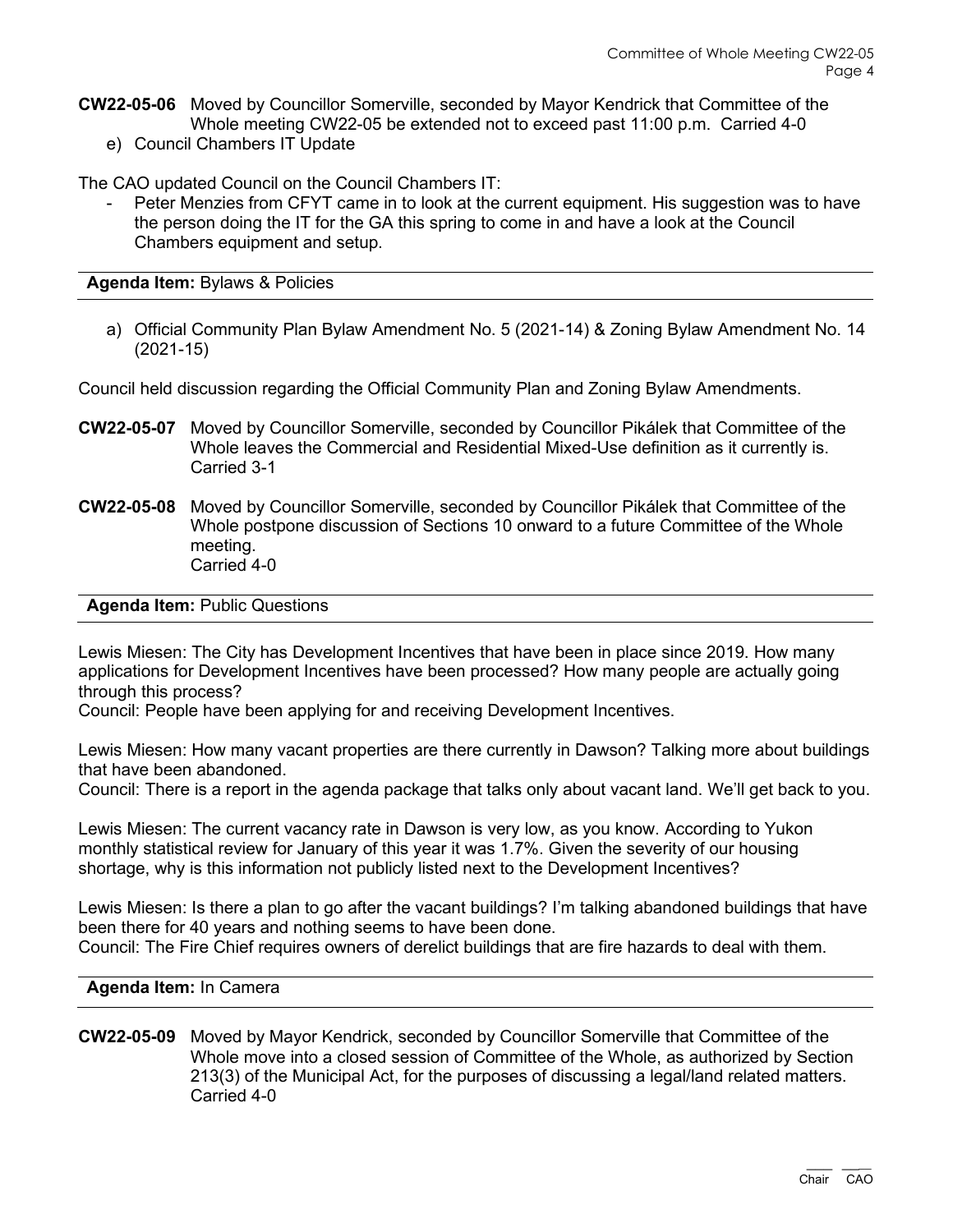**CW22-05-06** Moved by Councillor Somerville, seconded by Mayor Kendrick that Committee of the Whole meeting CW22-05 be extended not to exceed past 11:00 p.m. Carried 4-0

e) Council Chambers IT Update

The CAO updated Council on the Council Chambers IT:

- Peter Menzies from CFYT came in to look at the current equipment. His suggestion was to have the person doing the IT for the GA this spring to come in and have a look at the Council Chambers equipment and setup.

**Agenda Item:** Bylaws & Policies

a) Official Community Plan Bylaw Amendment No. 5 (2021-14) & Zoning Bylaw Amendment No. 14 (2021-15)

Council held discussion regarding the Official Community Plan and Zoning Bylaw Amendments.

**CW22-05-07** Moved by Councillor Somerville, seconded by Councillor Pikálek that Committee of the Whole leaves the Commercial and Residential Mixed-Use definition as it currently is. Carried 3-1

**CW22-05-08** Moved by Councillor Somerville, seconded by Councillor Pikálek that Committee of the Whole postpone discussion of Sections 10 onward to a future Committee of the Whole meeting.
Carried 4-0

**Agenda Item:** Public Questions

Lewis Miesen: The City has Development Incentives that have been in place since 2019. How many applications for Development Incentives have been processed? How many people are actually going through this process?
Council: People have been applying for and receiving Development Incentives.

Lewis Miesen: How many vacant properties are there currently in Dawson? Talking more about buildings that have been abandoned.
Council: There is a report in the agenda package that talks only about vacant land. We'll get back to you.

Lewis Miesen: The current vacancy rate in Dawson is very low, as you know. According to Yukon monthly statistical review for January of this year it was 1.7%. Given the severity of our housing shortage, why is this information not publicly listed next to the Development Incentives?

Lewis Miesen: Is there a plan to go after the vacant buildings? I'm talking abandoned buildings that have been there for 40 years and nothing seems to have been done.
Council: The Fire Chief requires owners of derelict buildings that are fire hazards to deal with them.

**Agenda Item:** In Camera

**CW22-05-09** Moved by Mayor Kendrick, seconded by Councillor Somerville that Committee of the Whole move into a closed session of Committee of the Whole, as authorized by Section 213(3) of the Municipal Act, for the purposes of discussing a legal/land related matters. Carried 4-0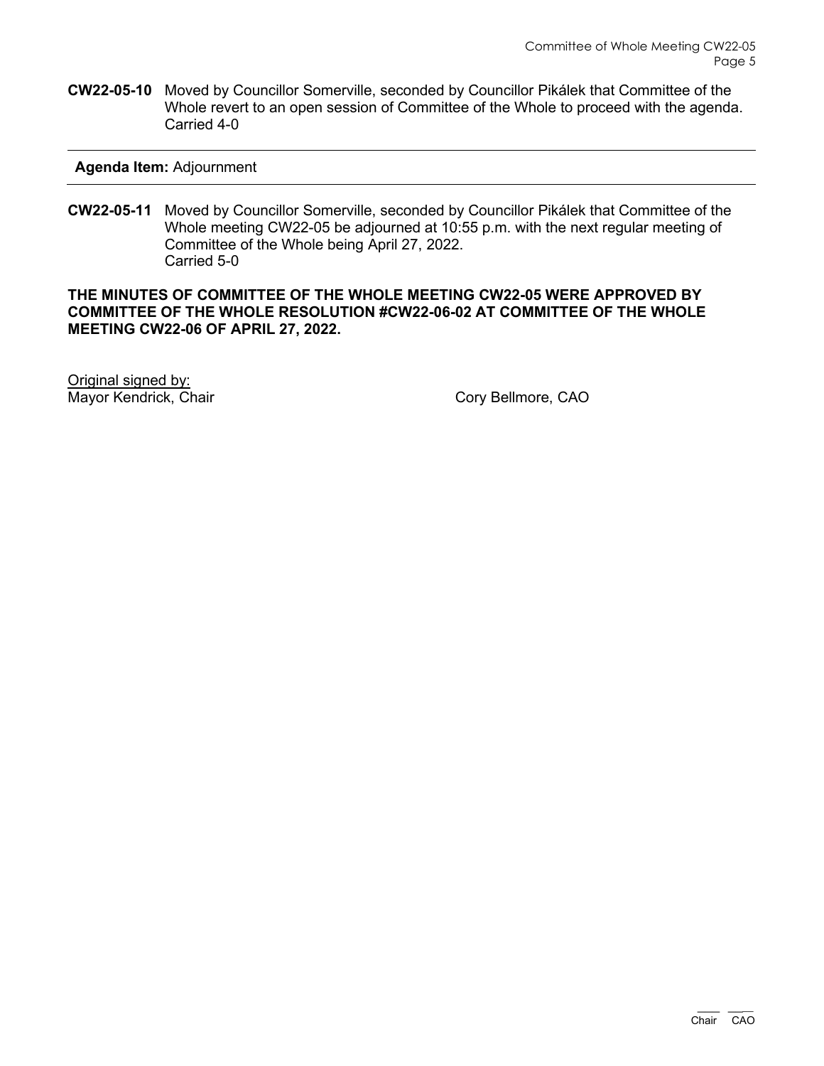**CW22-05-10** Moved by Councillor Somerville, seconded by Councillor Pikálek that Committee of the Whole revert to an open session of Committee of the Whole to proceed with the agenda.
Carried 4-0

---

**Agenda Item:** Adjournment

---

**CW22-05-11** Moved by Councillor Somerville, seconded by Councillor Pikálek that Committee of the Whole meeting CW22-05 be adjourned at 10:55 p.m. with the next regular meeting of Committee of the Whole being April 27, 2022.
Carried 5-0

**THE MINUTES OF COMMITTEE OF THE WHOLE MEETING CW22-05 WERE APPROVED BY COMMITTEE OF THE WHOLE RESOLUTION #CW22-06-02 AT COMMITTEE OF THE WHOLE MEETING CW22-06 OF APRIL 27, 2022.**

<u>Original signed by:</u>
Mayor Kendrick, Chair

Cory Bellmore, CAO

Chair CAO